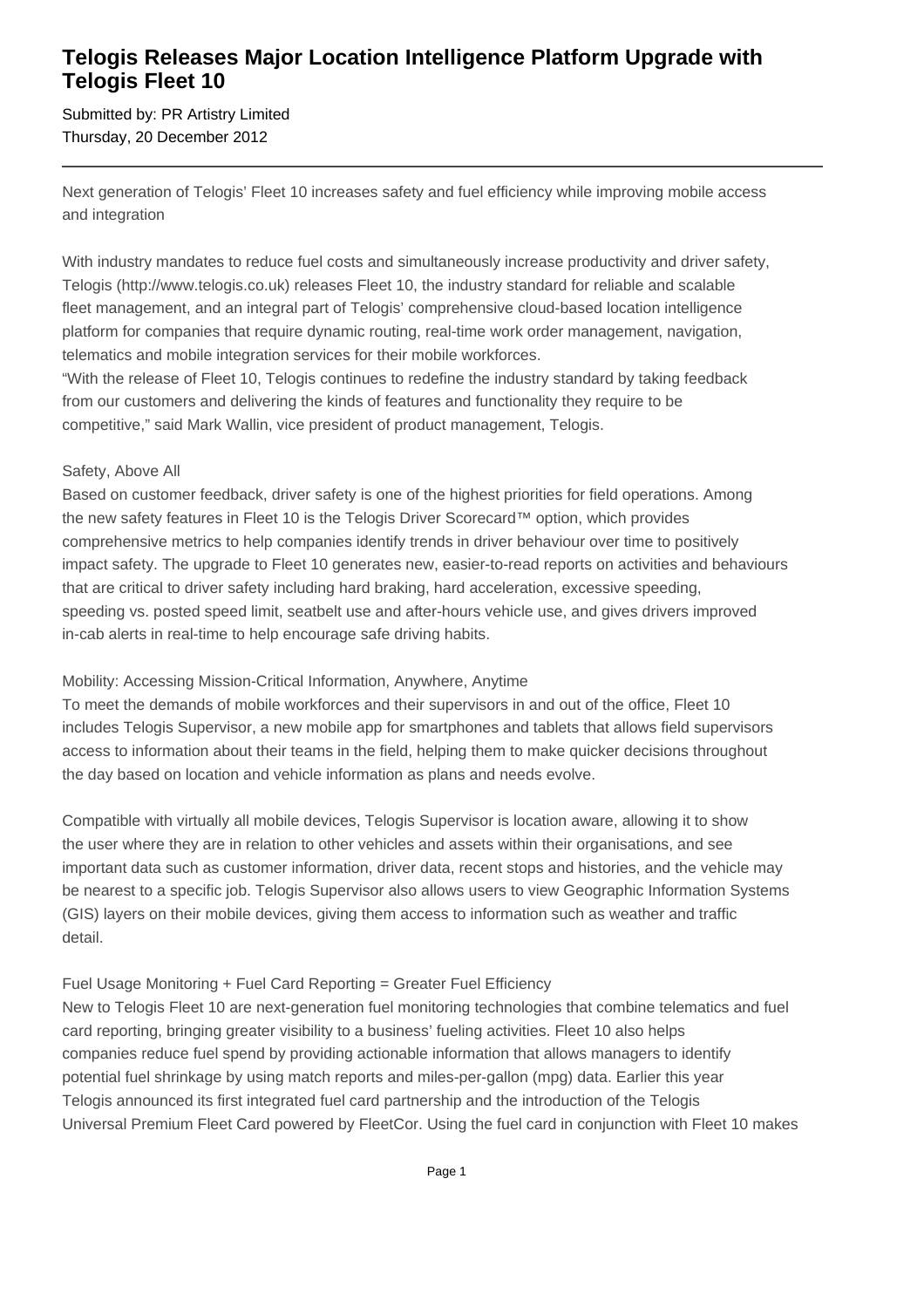# Telogis Releases Major Location Intelligence Platform Upgrade with Telogis Fleet 10

Submitted by: PR Artistry Limited
Thursday, 20 December 2012

---

Next generation of Telogis' Fleet 10 increases safety and fuel efficiency while improving mobile access and integration

With industry mandates to reduce fuel costs and simultaneously increase productivity and driver safety, Telogis (http://www.telogis.co.uk) releases Fleet 10, the industry standard for reliable and scalable fleet management, and an integral part of Telogis' comprehensive cloud-based location intelligence platform for companies that require dynamic routing, real-time work order management, navigation, telematics and mobile integration services for their mobile workforces.
"With the release of Fleet 10, Telogis continues to redefine the industry standard by taking feedback from our customers and delivering the kinds of features and functionality they require to be competitive," said Mark Wallin, vice president of product management, Telogis.

Safety, Above All
Based on customer feedback, driver safety is one of the highest priorities for field operations. Among the new safety features in Fleet 10 is the Telogis Driver Scorecard™ option, which provides comprehensive metrics to help companies identify trends in driver behaviour over time to positively impact safety. The upgrade to Fleet 10 generates new, easier-to-read reports on activities and behaviours that are critical to driver safety including hard braking, hard acceleration, excessive speeding, speeding vs. posted speed limit, seatbelt use and after-hours vehicle use, and gives drivers improved in-cab alerts in real-time to help encourage safe driving habits.

Mobility: Accessing Mission-Critical Information, Anywhere, Anytime
To meet the demands of mobile workforces and their supervisors in and out of the office, Fleet 10 includes Telogis Supervisor, a new mobile app for smartphones and tablets that allows field supervisors access to information about their teams in the field, helping them to make quicker decisions throughout the day based on location and vehicle information as plans and needs evolve.

Compatible with virtually all mobile devices, Telogis Supervisor is location aware, allowing it to show the user where they are in relation to other vehicles and assets within their organisations, and see important data such as customer information, driver data, recent stops and histories, and the vehicle may be nearest to a specific job. Telogis Supervisor also allows users to view Geographic Information Systems (GIS) layers on their mobile devices, giving them access to information such as weather and traffic detail.

Fuel Usage Monitoring + Fuel Card Reporting = Greater Fuel Efficiency
New to Telogis Fleet 10 are next-generation fuel monitoring technologies that combine telematics and fuel card reporting, bringing greater visibility to a business' fueling activities. Fleet 10 also helps companies reduce fuel spend by providing actionable information that allows managers to identify potential fuel shrinkage by using match reports and miles-per-gallon (mpg) data. Earlier this year Telogis announced its first integrated fuel card partnership and the introduction of the Telogis Universal Premium Fleet Card powered by FleetCor. Using the fuel card in conjunction with Fleet 10 makes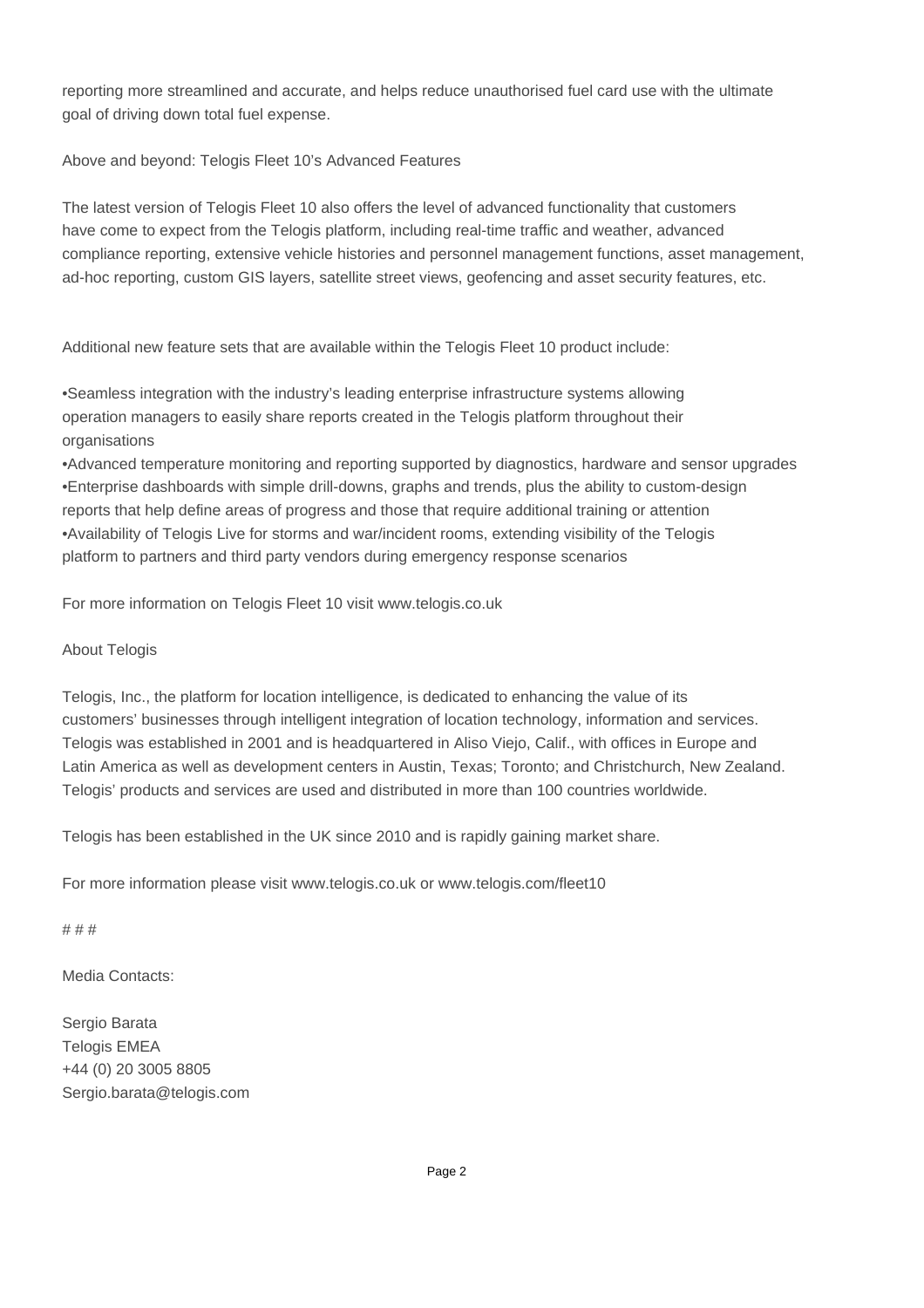reporting more streamlined and accurate, and helps reduce unauthorised fuel card use with the ultimate goal of driving down total fuel expense.

## Above and beyond: Telogis Fleet 10's Advanced Features

The latest version of Telogis Fleet 10 also offers the level of advanced functionality that customers have come to expect from the Telogis platform, including real-time traffic and weather, advanced compliance reporting, extensive vehicle histories and personnel management functions, asset management, ad-hoc reporting, custom GIS layers, satellite street views, geofencing and asset security features, etc.

Additional new feature sets that are available within the Telogis Fleet 10 product include:

- Seamless integration with the industry's leading enterprise infrastructure systems allowing operation managers to easily share reports created in the Telogis platform throughout their organisations
- Advanced temperature monitoring and reporting supported by diagnostics, hardware and sensor upgrades
- Enterprise dashboards with simple drill-downs, graphs and trends, plus the ability to custom-design reports that help define areas of progress and those that require additional training or attention
- Availability of Telogis Live for storms and war/incident rooms, extending visibility of the Telogis platform to partners and third party vendors during emergency response scenarios

For more information on Telogis Fleet 10 visit www.telogis.co.uk

## About Telogis

Telogis, Inc., the platform for location intelligence, is dedicated to enhancing the value of its customers' businesses through intelligent integration of location technology, information and services. Telogis was established in 2001 and is headquartered in Aliso Viejo, Calif., with offices in Europe and Latin America as well as development centers in Austin, Texas; Toronto; and Christchurch, New Zealand. Telogis' products and services are used and distributed in more than 100 countries worldwide.

Telogis has been established in the UK since 2010 and is rapidly gaining market share.

For more information please visit www.telogis.co.uk or www.telogis.com/fleet10

# # #

Media Contacts:

Sergio Barata
Telogis EMEA
+44 (0) 20 3005 8805
Sergio.barata@telogis.com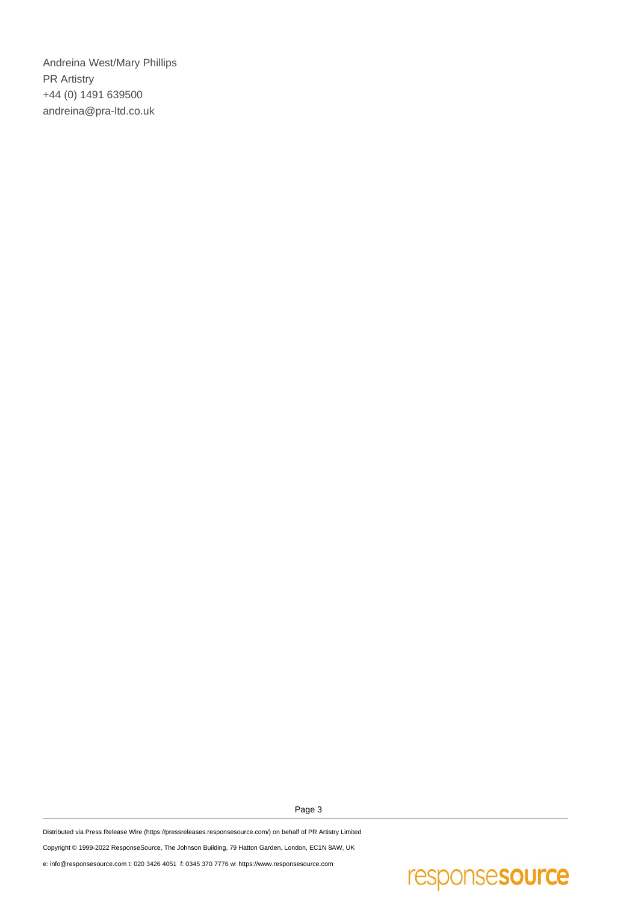Andreina West/Mary Phillips
PR Artistry
+44 (0) 1491 639500
andreina@pra-ltd.co.uk

Distributed via Press Release Wire (https://pressreleases.responsesource.com/) on behalf of PR Artistry Limited

Copyright © 1999-2022 ResponseSource, The Johnson Building, 79 Hatton Garden, London, EC1N 8AW, UK

e: info@responsesource.com t: 020 3426 4051 f: 0345 370 7776 w: https://www.responsesource.com